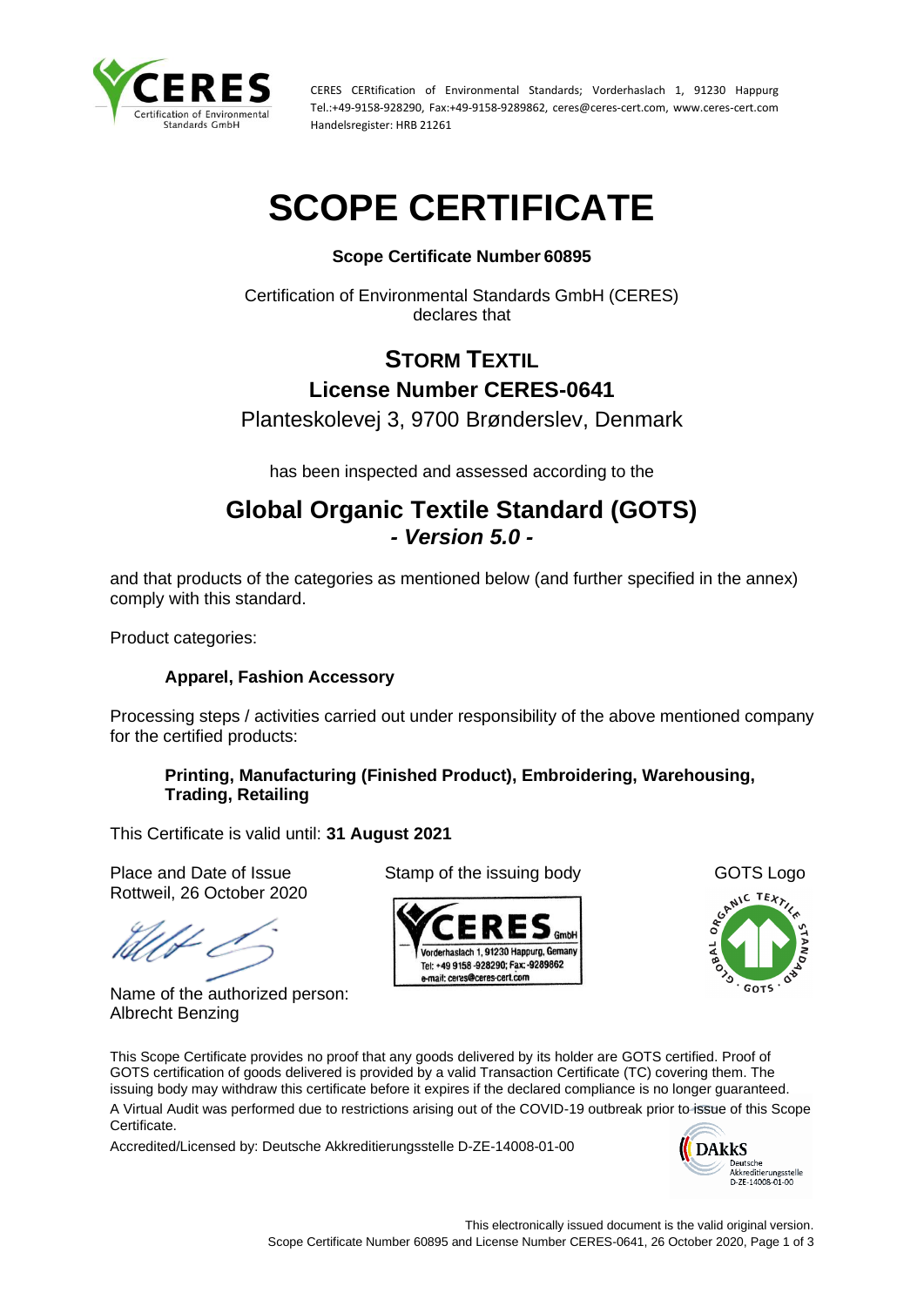CERES CERtification of Environmental Standards; Vorderhaslach 1, 91230 Happurg
Tel.:+49-9158-928290, Fax:+49-9158-9289862, ceres@ceres-cert.com, www.ceres-cert.com
Handelsregister: HRB 21261

# SCOPE CERTIFICATE

**Scope Certificate Number 60895**

Certification of Environmental Standards GmbH (CERES)
declares that

## STORM TEXTIL
## License Number CERES-0641

Planteskolevej 3, 9700 Brønderslev, Denmark

has been inspected and assessed according to the

## Global Organic Textile Standard (GOTS)
### *- Version 5.0 -*

and that products of the categories as mentioned below (and further specified in the annex) comply with this standard.

Product categories:

**Apparel, Fashion Accessory**

Processing steps / activities carried out under responsibility of the above mentioned company for the certified products:

**Printing, Manufacturing (Finished Product), Embroidering, Warehousing, Trading, Retailing**

This Certificate is valid until: **31 August 2021**

Place and Date of Issue
Rottweil, 26 October 2020

Stamp of the issuing body

GOTS Logo

Name of the authorized person:
Albrecht Benzing

This Scope Certificate provides no proof that any goods delivered by its holder are GOTS certified. Proof of GOTS certification of goods delivered is provided by a valid Transaction Certificate (TC) covering them. The issuing body may withdraw this certificate before it expires if the declared compliance is no longer guaranteed.

A Virtual Audit was performed due to restrictions arising out of the COVID-19 outbreak prior to issue of this Scope Certificate.

Accredited/Licensed by: Deutsche Akkreditierungsstelle D-ZE-14008-01-00

This electronically issued document is the valid original version.
Scope Certificate Number 60895 and License Number CERES-0641, 26 October 2020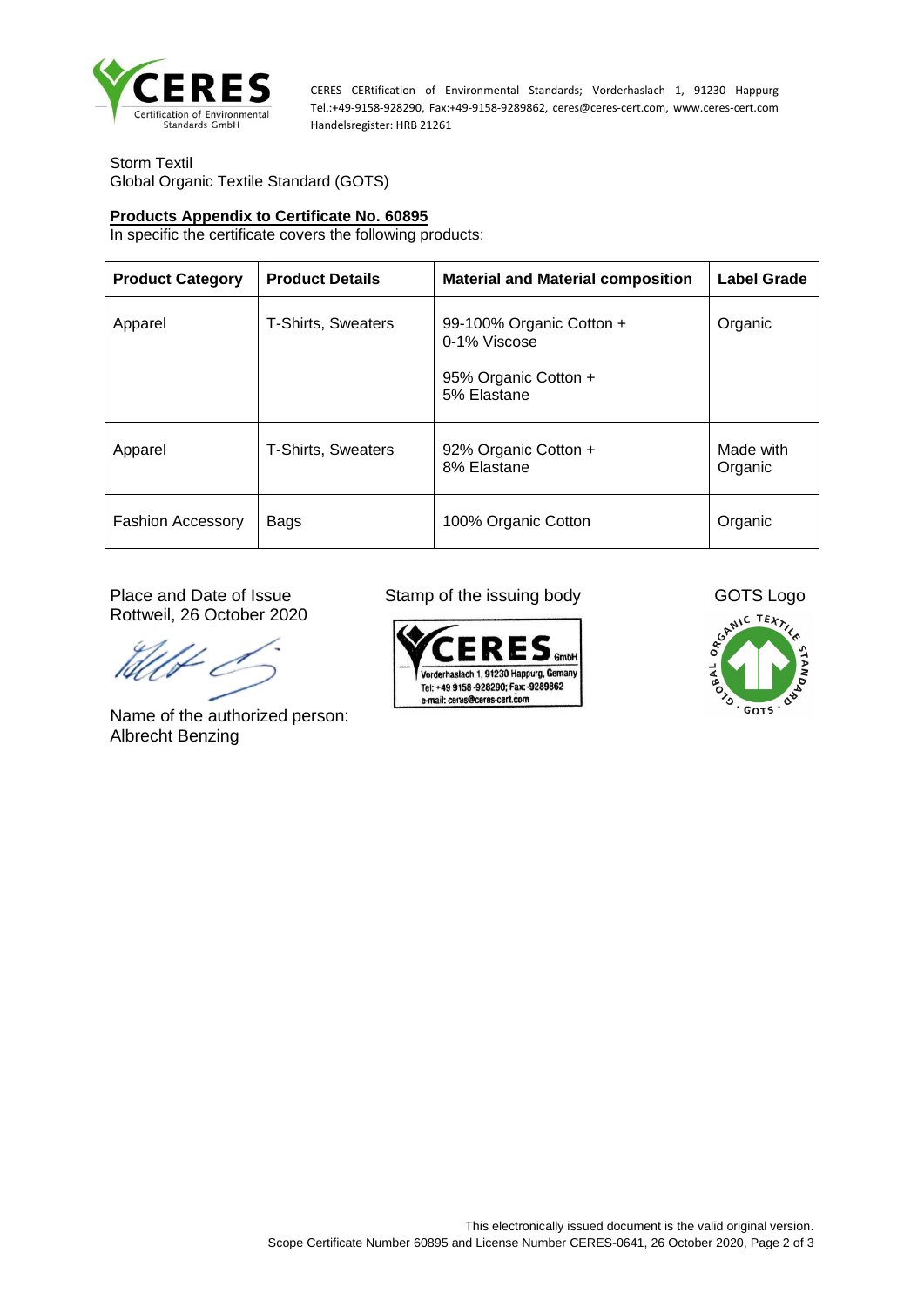CERES CERtification of Environmental Standards; Vorderhaslach 1, 91230 Happurg
Tel.:+49-9158-928290, Fax:+49-9158-9289862, ceres@ceres-cert.com, www.ceres-cert.com
Handelsregister: HRB 21261

Storm Textil
Global Organic Textile Standard (GOTS)

**Products Appendix to Certificate No. 60895**
In specific the certificate covers the following products:

| Product Category | Product Details | Material and Material composition | Label Grade |
|---|---|---|---|
| Apparel | T-Shirts, Sweaters | 99-100% Organic Cotton + 0-1% Viscose<br><br>95% Organic Cotton + 5% Elastane | Organic |
| Apparel | T-Shirts, Sweaters | 92% Organic Cotton + 8% Elastane | Made with Organic |
| Fashion Accessory | Bags | 100% Organic Cotton | Organic |

Place and Date of Issue
Rottweil, 26 October 2020

Name of the authorized person:
Albrecht Benzing

Stamp of the issuing body

CERES GmbH
Vorderhaslach 1, 91230 Happurg, Gemany
Tel: +49 9158 -928290; Fax: -9289862
e-mail: ceres@ceres-cert.com

GOTS Logo

This electronically issued document is the valid original version.
Scope Certificate Number 60895 and License Number CERES-0641, 26 October 2020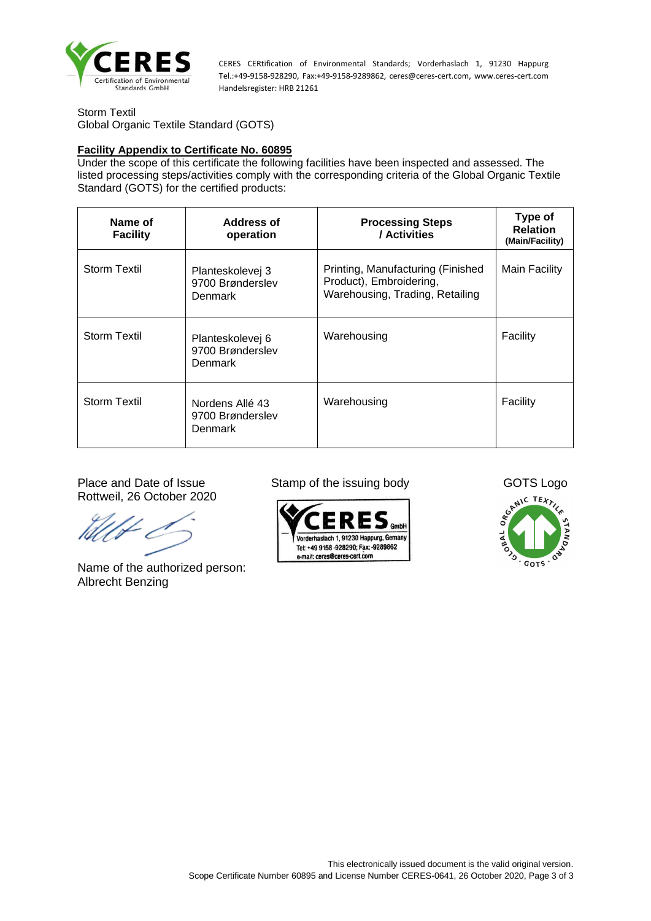CERES CERtification of Environmental Standards; Vorderhaslach 1, 91230 Happurg Tel.:+49-9158-928290, Fax:+49-9158-9289862, ceres@ceres-cert.com, www.ceres-cert.com Handelsregister: HRB 21261

Storm Textil
Global Organic Textile Standard (GOTS)

**Facility Appendix to Certificate No. 60895**

Under the scope of this certificate the following facilities have been inspected and assessed. The listed processing steps/activities comply with the corresponding criteria of the Global Organic Textile Standard (GOTS) for the certified products:

| Name of Facility | Address of operation | Processing Steps / Activities | Type of Relation (Main/Facility) |
|---|---|---|---|
| Storm Textil | Planteskolevej 3<br>9700 Brønderslev<br>Denmark | Printing, Manufacturing (Finished Product), Embroidering, Warehousing, Trading, Retailing | Main Facility |
| Storm Textil | Planteskolevej 6<br>9700 Brønderslev<br>Denmark | Warehousing | Facility |
| Storm Textil | Nordens Allé 43<br>9700 Brønderslev<br>Denmark | Warehousing | Facility |

Place and Date of Issue
Rottweil, 26 October 2020

Name of the authorized person:
Albrecht Benzing

Stamp of the issuing body

CERES GmbH
Vorderhaslach 1, 91230 Happurg, Gemany
Tel: +49 9158 -928290; Fax: -9289862
e-mail: ceres@ceres-cert.com

GOTS Logo

This electronically issued document is the valid original version.
Scope Certificate Number 60895 and License Number CERES-0641, 26 October 2020